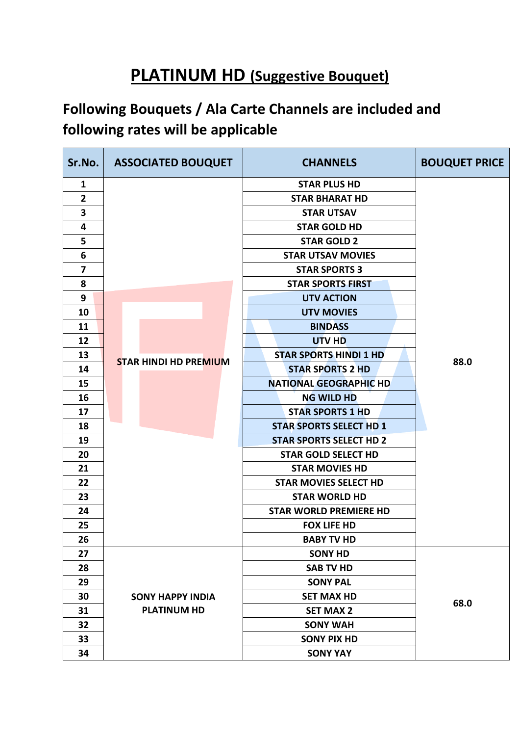# PLATINUM HD (Suggestive Bouquet)

## Following Bouquets / Ala Carte Channels are included and following rates will be applicable

| Sr.No. | ASSOCIATED BOUQUET | CHANNELS | BOUQUET PRICE |
|---|---|---|---|
| 1 | STAR HINDI HD PREMIUM | STAR PLUS HD | 88.0 |
| 2 | | STAR BHARAT HD | |
| 3 | | STAR UTSAV | |
| 4 | | STAR GOLD HD | |
| 5 | | STAR GOLD 2 | |
| 6 | | STAR UTSAV MOVIES | |
| 7 | | STAR SPORTS 3 | |
| 8 | | STAR SPORTS FIRST | |
| 9 | | UTV ACTION | |
| 10 | | UTV MOVIES | |
| 11 | | BINDASS | |
| 12 | | UTV HD | |
| 13 | | STAR SPORTS HINDI 1 HD | |
| 14 | | STAR SPORTS 2 HD | |
| 15 | | NATIONAL GEOGRAPHIC HD | |
| 16 | | NG WILD HD | |
| 17 | | STAR SPORTS 1 HD | |
| 18 | | STAR SPORTS SELECT HD 1 | |
| 19 | | STAR SPORTS SELECT HD 2 | |
| 20 | | STAR GOLD SELECT HD | |
| 21 | | STAR MOVIES HD | |
| 22 | | STAR MOVIES SELECT HD | |
| 23 | | STAR WORLD HD | |
| 24 | | STAR WORLD PREMIERE HD | |
| 25 | | FOX LIFE HD | |
| 26 | | BABY TV HD | |
| 27 | SONY HAPPY INDIA PLATINUM HD | SONY HD | 68.0 |
| 28 | | SAB TV HD | |
| 29 | | SONY PAL | |
| 30 | | SET MAX HD | |
| 31 | | SET MAX 2 | |
| 32 | | SONY WAH | |
| 33 | | SONY PIX HD | |
| 34 | | SONY YAY | |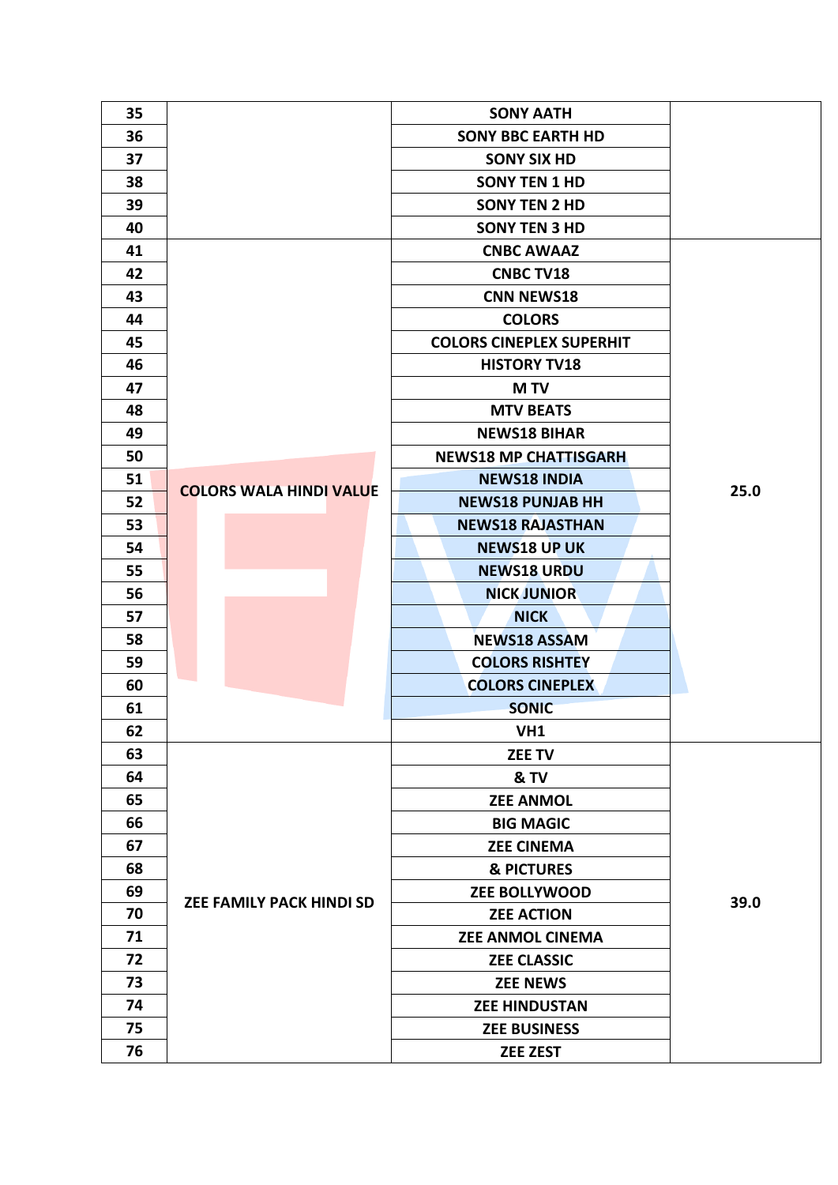| | | | |
|---|---|---|---|
| 35 | | SONY AATH | |
| 36 | | SONY BBC EARTH HD | |
| 37 | | SONY SIX HD | |
| 38 | | SONY TEN 1 HD | |
| 39 | | SONY TEN 2 HD | |
| 40 | | SONY TEN 3 HD | |
| 41 | COLORS WALA HINDI VALUE | CNBC AWAAZ | 25.0 |
| 42 | | CNBC TV18 | |
| 43 | | CNN NEWS18 | |
| 44 | | COLORS | |
| 45 | | COLORS CINEPLEX SUPERHIT | |
| 46 | | HISTORY TV18 | |
| 47 | | M TV | |
| 48 | | MTV BEATS | |
| 49 | | NEWS18 BIHAR | |
| 50 | | NEWS18 MP CHATTISGARH | |
| 51 | | NEWS18 INDIA | |
| 52 | | NEWS18 PUNJAB HH | |
| 53 | | NEWS18 RAJASTHAN | |
| 54 | | NEWS18 UP UK | |
| 55 | | NEWS18 URDU | |
| 56 | | NICK JUNIOR | |
| 57 | | NICK | |
| 58 | | NEWS18 ASSAM | |
| 59 | | COLORS RISHTEY | |
| 60 | | COLORS CINEPLEX | |
| 61 | | SONIC | |
| 62 | | VH1 | |
| 63 | ZEE FAMILY PACK HINDI SD | ZEE TV | 39.0 |
| 64 | | & TV | |
| 65 | | ZEE ANMOL | |
| 66 | | BIG MAGIC | |
| 67 | | ZEE CINEMA | |
| 68 | | & PICTURES | |
| 69 | | ZEE BOLLYWOOD | |
| 70 | | ZEE ACTION | |
| 71 | | ZEE ANMOL CINEMA | |
| 72 | | ZEE CLASSIC | |
| 73 | | ZEE NEWS | |
| 74 | | ZEE HINDUSTAN | |
| 75 | | ZEE BUSINESS | |
| 76 | | ZEE ZEST | |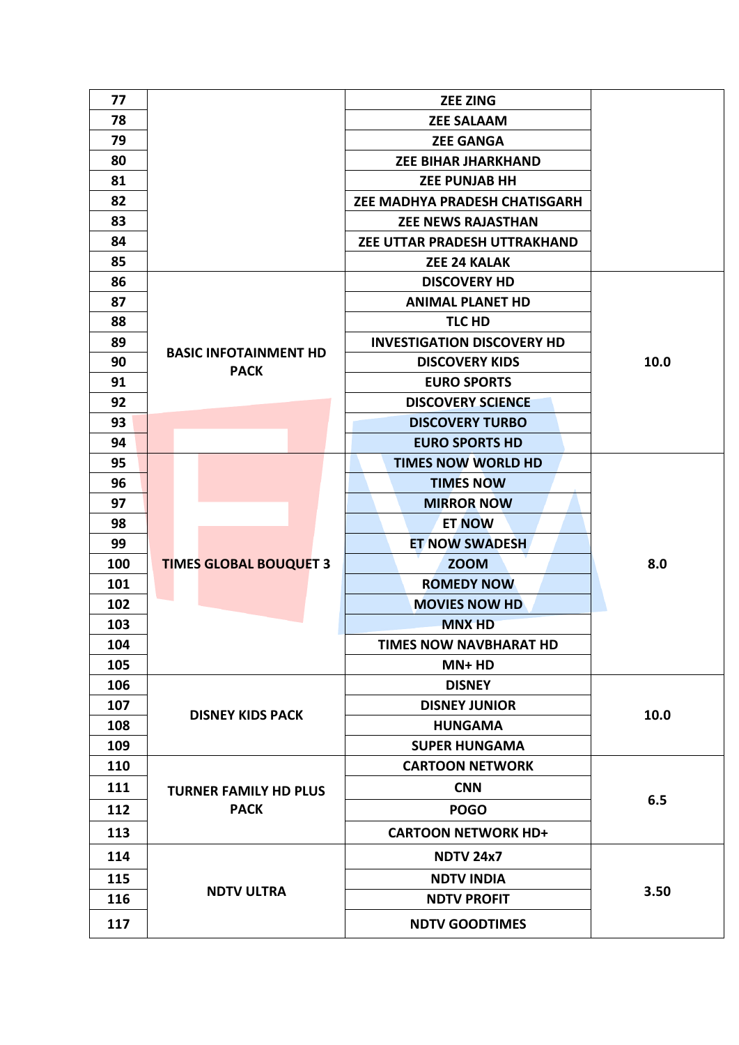| | | | |
|---|---|---|---|
| 77 | | ZEE ZING | |
| 78 | | ZEE SALAAM | |
| 79 | | ZEE GANGA | |
| 80 | | ZEE BIHAR JHARKHAND | |
| 81 | | ZEE PUNJAB HH | |
| 82 | | ZEE MADHYA PRADESH CHATISGARH | |
| 83 | | ZEE NEWS RAJASTHAN | |
| 84 | | ZEE UTTAR PRADESH UTTRAKHAND | |
| 85 | | ZEE 24 KALAK | |
| 86 | BASIC INFOTAINMENT HD PACK | DISCOVERY HD | 10.0 |
| 87 | | ANIMAL PLANET HD | |
| 88 | | TLC HD | |
| 89 | | INVESTIGATION DISCOVERY HD | |
| 90 | | DISCOVERY KIDS | |
| 91 | | EURO SPORTS | |
| 92 | | DISCOVERY SCIENCE | |
| 93 | | DISCOVERY TURBO | |
| 94 | | EURO SPORTS HD | |
| 95 | TIMES GLOBAL BOUQUET 3 | TIMES NOW WORLD HD | 8.0 |
| 96 | | TIMES NOW | |
| 97 | | MIRROR NOW | |
| 98 | | ET NOW | |
| 99 | | ET NOW SWADESH | |
| 100 | | ZOOM | |
| 101 | | ROMEDY NOW | |
| 102 | | MOVIES NOW HD | |
| 103 | | MNX HD | |
| 104 | | TIMES NOW NAVBHARAT HD | |
| 105 | | MN+ HD | |
| 106 | DISNEY KIDS PACK | DISNEY | 10.0 |
| 107 | | DISNEY JUNIOR | |
| 108 | | HUNGAMA | |
| 109 | | SUPER HUNGAMA | |
| 110 | TURNER FAMILY HD PLUS PACK | CARTOON NETWORK | 6.5 |
| 111 | | CNN | |
| 112 | | POGO | |
| 113 | | CARTOON NETWORK HD+ | |
| 114 | NDTV ULTRA | NDTV 24x7 | 3.50 |
| 115 | | NDTV INDIA | |
| 116 | | NDTV PROFIT | |
| 117 | | NDTV GOODTIMES | |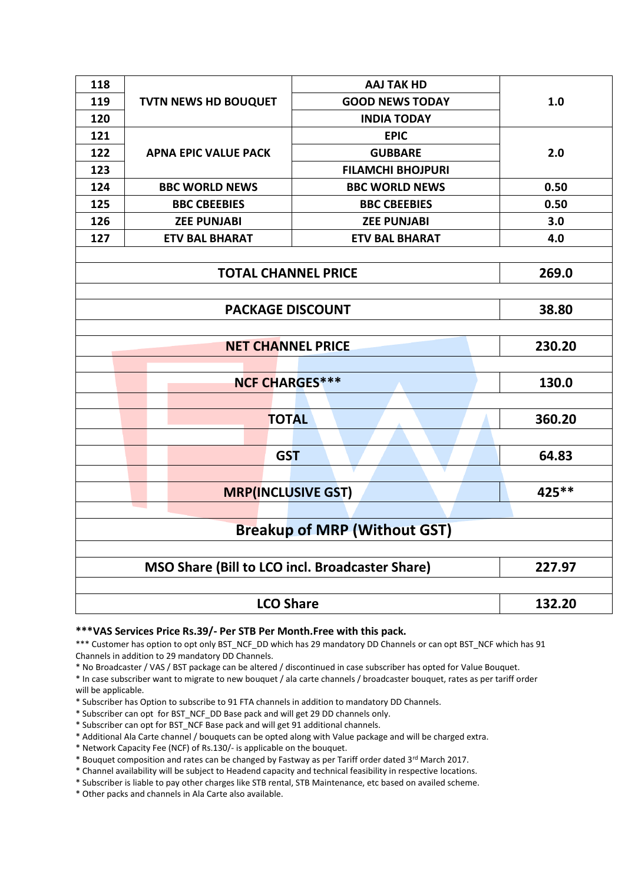| | | | |
|---|---|---|---|
| 118 | TVTN NEWS HD BOUQUET | AAJ TAK HD | 1.0 |
| 119 | | GOOD NEWS TODAY | |
| 120 | | INDIA TODAY | |
| 121 | APNA EPIC VALUE PACK | EPIC | 2.0 |
| 122 | | GUBBARE | |
| 123 | | FILAMCHI BHOJPURI | |
| 124 | BBC WORLD NEWS | BBC WORLD NEWS | 0.50 |
| 125 | BBC CBEEBIES | BBC CBEEBIES | 0.50 |
| 126 | ZEE PUNJABI | ZEE PUNJABI | 3.0 |
| 127 | ETV BAL BHARAT | ETV BAL BHARAT | 4.0 |
| | | | |
| **TOTAL CHANNEL PRICE** | | | **269.0** |
| **PACKAGE DISCOUNT** | | | **38.80** |
| **NET CHANNEL PRICE** | | | **230.20** |
| **NCF CHARGES*** ** | | | **130.0** |
| **TOTAL** | | | **360.20** |
| **GST** | | | **64.83** |
| **MRP(INCLUSIVE GST)** | | | **425**** |
| **Breakup of MRP (Without GST)** | | | |
| **MSO Share (Bill to LCO incl. Broadcaster Share)** | | | **227.97** |
| **LCO Share** | | | **132.20** |

**\*\*\*VAS Services Price Rs.39/- Per STB Per Month.Free with this pack.**

*** Customer has option to opt only BST_NCF_DD which has 29 mandatory DD Channels or can opt BST_NCF which has 91 Channels in addition to 29 mandatory DD Channels.

* No Broadcaster / VAS / BST package can be altered / discontinued in case subscriber has opted for Value Bouquet.
* In case subscriber want to migrate to new bouquet / ala carte channels / broadcaster bouquet, rates as per tariff order will be applicable.
* Subscriber has Option to subscribe to 91 FTA channels in addition to mandatory DD Channels.
* Subscriber can opt for BST_NCF_DD Base pack and will get 29 DD channels only.
* Subscriber can opt for BST_NCF Base pack and will get 91 additional channels.
* Additional Ala Carte channel / bouquets can be opted along with Value package and will be charged extra.
* Network Capacity Fee (NCF) of Rs.130/- is applicable on the bouquet.
* Bouquet composition and rates can be changed by Fastway as per Tariff order dated 3rd March 2017.
* Channel availability will be subject to Headend capacity and technical feasibility in respective locations.
* Subscriber is liable to pay other charges like STB rental, STB Maintenance, etc based on availed scheme.
* Other packs and channels in Ala Carte also available.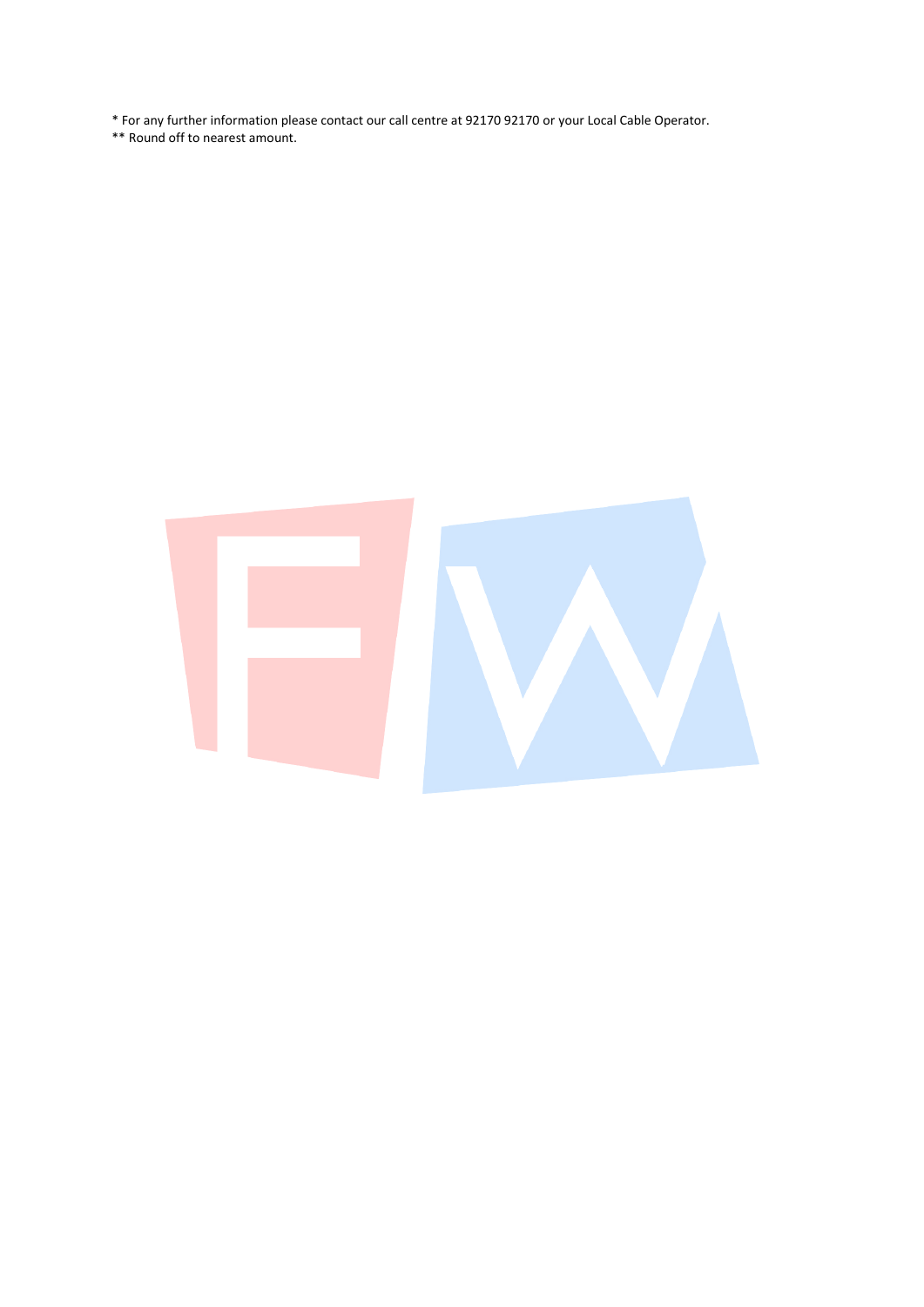* For any further information please contact our call centre at 92170 92170 or your Local Cable Operator.
** Round off to nearest amount.